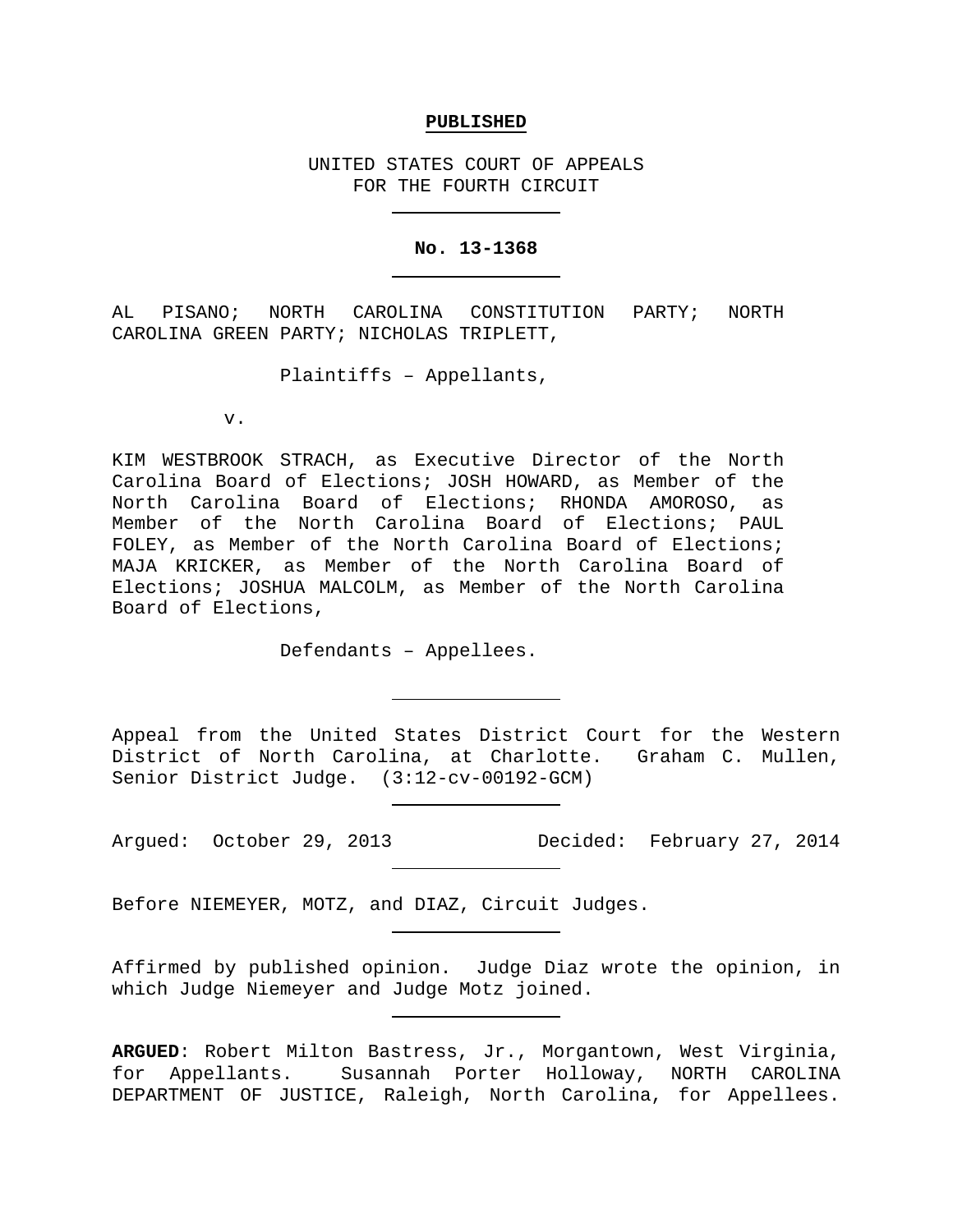**PUBLISHED**

UNITED STATES COURT OF APPEALS
FOR THE FOURTH CIRCUIT

---

**No. 13-1368**

---

AL PISANO; NORTH CAROLINA CONSTITUTION PARTY; NORTH CAROLINA GREEN PARTY; NICHOLAS TRIPLETT,

Plaintiffs – Appellants,

v.

KIM WESTBROOK STRACH, as Executive Director of the North Carolina Board of Elections; JOSH HOWARD, as Member of the North Carolina Board of Elections; RHONDA AMOROSO, as Member of the North Carolina Board of Elections; PAUL FOLEY, as Member of the North Carolina Board of Elections; MAJA KRICKER, as Member of the North Carolina Board of Elections; JOSHUA MALCOLM, as Member of the North Carolina Board of Elections,

Defendants – Appellees.

---

Appeal from the United States District Court for the Western District of North Carolina, at Charlotte. Graham C. Mullen, Senior District Judge. (3:12-cv-00192-GCM)

---

Argued: October 29, 2013 Decided: February 27, 2014

---

Before NIEMEYER, MOTZ, and DIAZ, Circuit Judges.

---

Affirmed by published opinion. Judge Diaz wrote the opinion, in which Judge Niemeyer and Judge Motz joined.

---

**ARGUED**: Robert Milton Bastress, Jr., Morgantown, West Virginia, for Appellants. Susannah Porter Holloway, NORTH CAROLINA DEPARTMENT OF JUSTICE, Raleigh, North Carolina, for Appellees.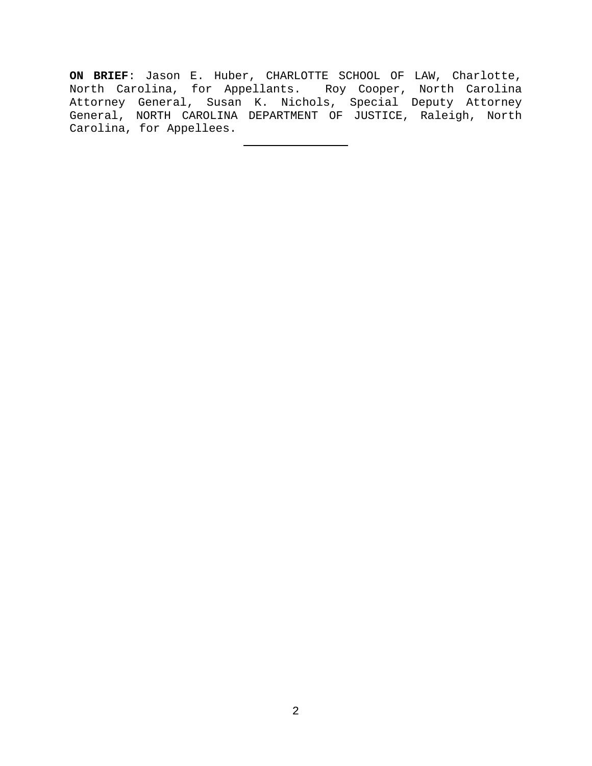**ON BRIEF**: Jason E. Huber, CHARLOTTE SCHOOL OF LAW, Charlotte, North Carolina, for Appellants. Roy Cooper, North Carolina Attorney General, Susan K. Nichols, Special Deputy Attorney General, NORTH CAROLINA DEPARTMENT OF JUSTICE, Raleigh, North Carolina, for Appellees.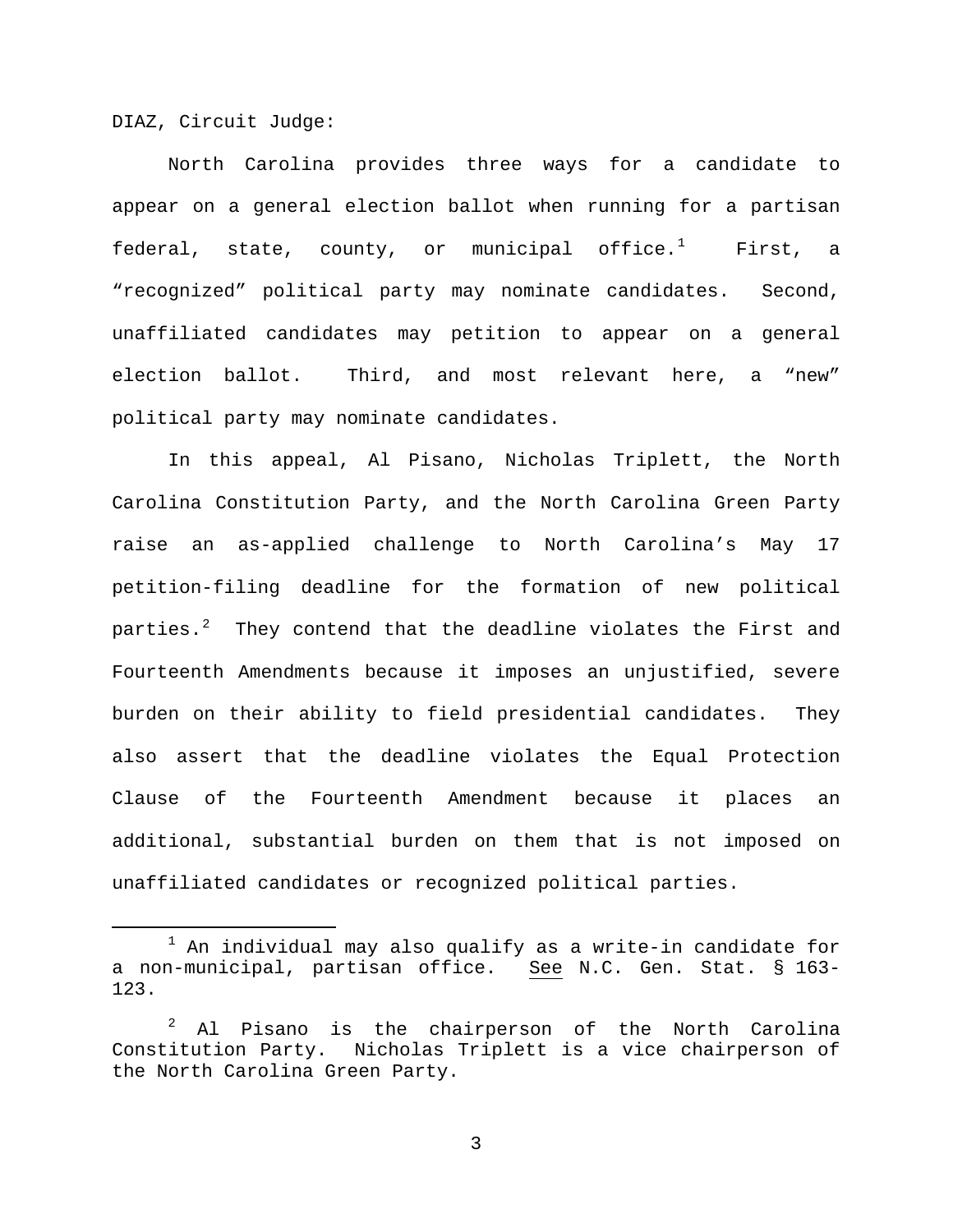DIAZ, Circuit Judge:

North Carolina provides three ways for a candidate to appear on a general election ballot when running for a partisan federal, state, county, or municipal office.[1] First, a "recognized" political party may nominate candidates. Second, unaffiliated candidates may petition to appear on a general election ballot. Third, and most relevant here, a "new" political party may nominate candidates.

In this appeal, Al Pisano, Nicholas Triplett, the North Carolina Constitution Party, and the North Carolina Green Party raise an as-applied challenge to North Carolina's May 17 petition-filing deadline for the formation of new political parties.[2] They contend that the deadline violates the First and Fourteenth Amendments because it imposes an unjustified, severe burden on their ability to field presidential candidates. They also assert that the deadline violates the Equal Protection Clause of the Fourteenth Amendment because it places an additional, substantial burden on them that is not imposed on unaffiliated candidates or recognized political parties.

---

[1] An individual may also qualify as a write-in candidate for a non-municipal, partisan office. See N.C. Gen. Stat. § 163-123.

[2] Al Pisano is the chairperson of the North Carolina Constitution Party. Nicholas Triplett is a vice chairperson of the North Carolina Green Party.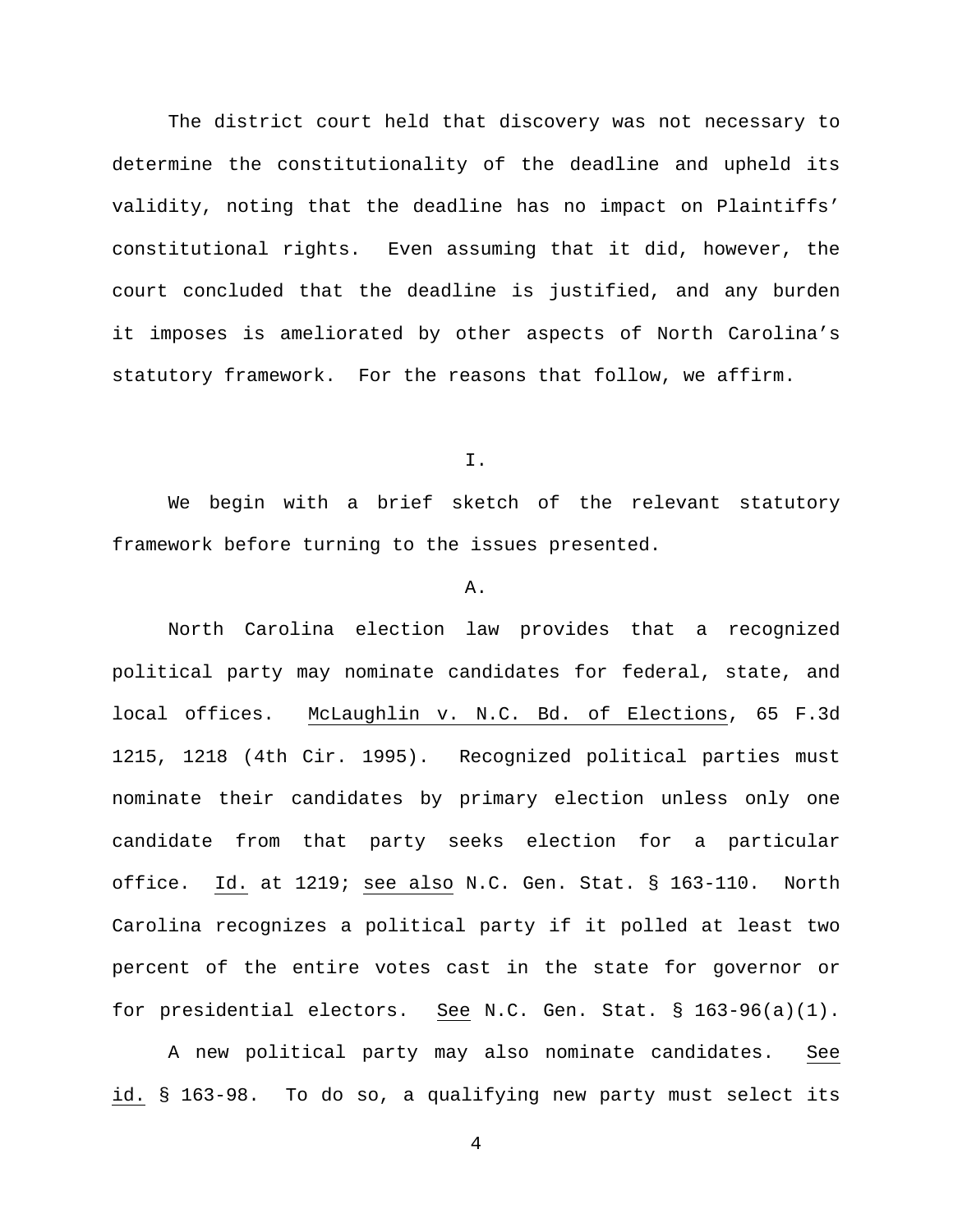The district court held that discovery was not necessary to determine the constitutionality of the deadline and upheld its validity, noting that the deadline has no impact on Plaintiffs' constitutional rights. Even assuming that it did, however, the court concluded that the deadline is justified, and any burden it imposes is ameliorated by other aspects of North Carolina's statutory framework. For the reasons that follow, we affirm.

## I.

We begin with a brief sketch of the relevant statutory framework before turning to the issues presented.

### A.

North Carolina election law provides that a recognized political party may nominate candidates for federal, state, and local offices. McLaughlin v. N.C. Bd. of Elections, 65 F.3d 1215, 1218 (4th Cir. 1995). Recognized political parties must nominate their candidates by primary election unless only one candidate from that party seeks election for a particular office. Id. at 1219; see also N.C. Gen. Stat. § 163-110. North Carolina recognizes a political party if it polled at least two percent of the entire votes cast in the state for governor or for presidential electors. See N.C. Gen. Stat. § 163-96(a)(1).

A new political party may also nominate candidates. See id. § 163-98. To do so, a qualifying new party must select its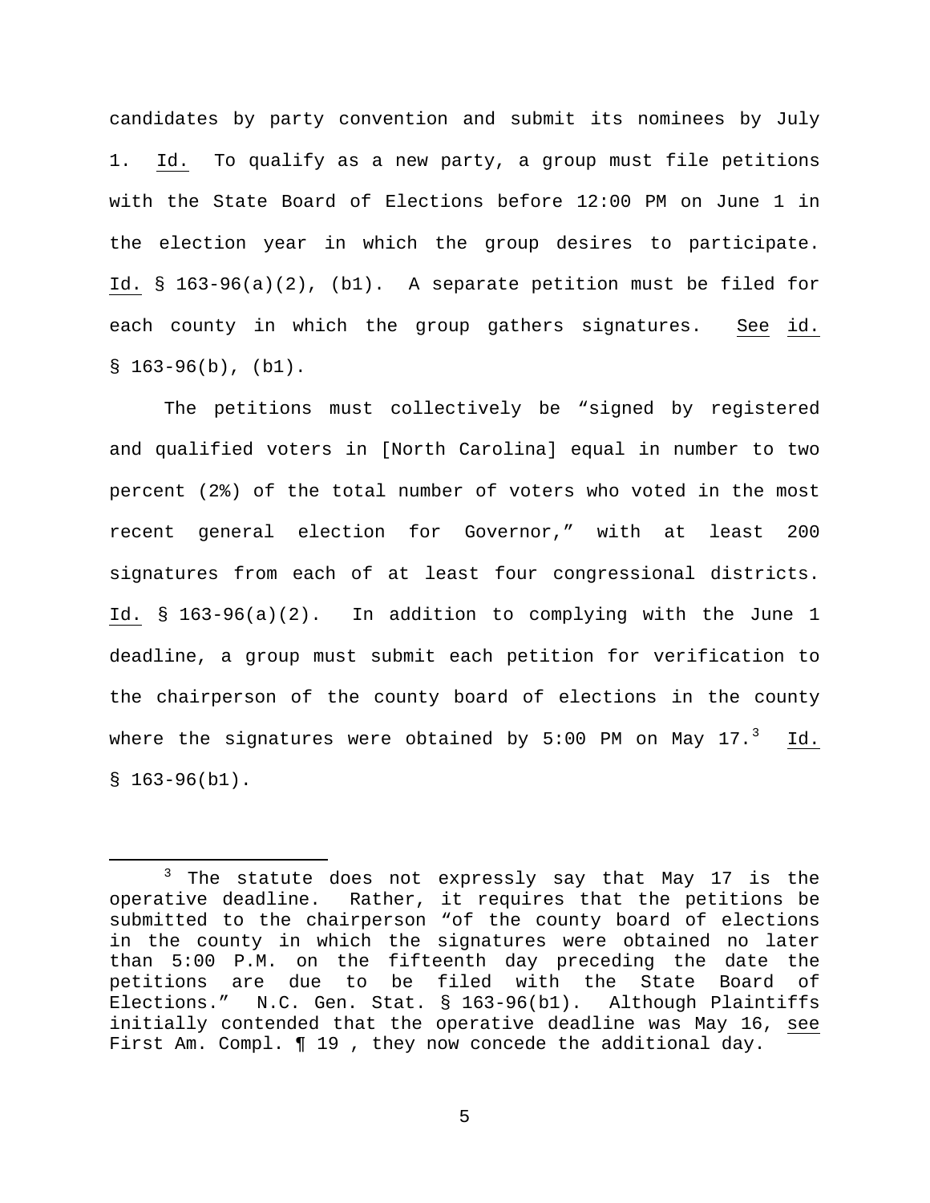candidates by party convention and submit its nominees by July 1. Id. To qualify as a new party, a group must file petitions with the State Board of Elections before 12:00 PM on June 1 in the election year in which the group desires to participate. Id. § 163-96(a)(2), (b1). A separate petition must be filed for each county in which the group gathers signatures. See id. § 163-96(b), (b1).

The petitions must collectively be "signed by registered and qualified voters in [North Carolina] equal in number to two percent (2%) of the total number of voters who voted in the most recent general election for Governor," with at least 200 signatures from each of at least four congressional districts. Id. § 163-96(a)(2). In addition to complying with the June 1 deadline, a group must submit each petition for verification to the chairperson of the county board of elections in the county where the signatures were obtained by 5:00 PM on May 17.[3] Id. § 163-96(b1).

[3] The statute does not expressly say that May 17 is the operative deadline. Rather, it requires that the petitions be submitted to the chairperson "of the county board of elections in the county in which the signatures were obtained no later than 5:00 P.M. on the fifteenth day preceding the date the petitions are due to be filed with the State Board of Elections." N.C. Gen. Stat. § 163-96(b1). Although Plaintiffs initially contended that the operative deadline was May 16, see First Am. Compl. ¶ 19 , they now concede the additional day.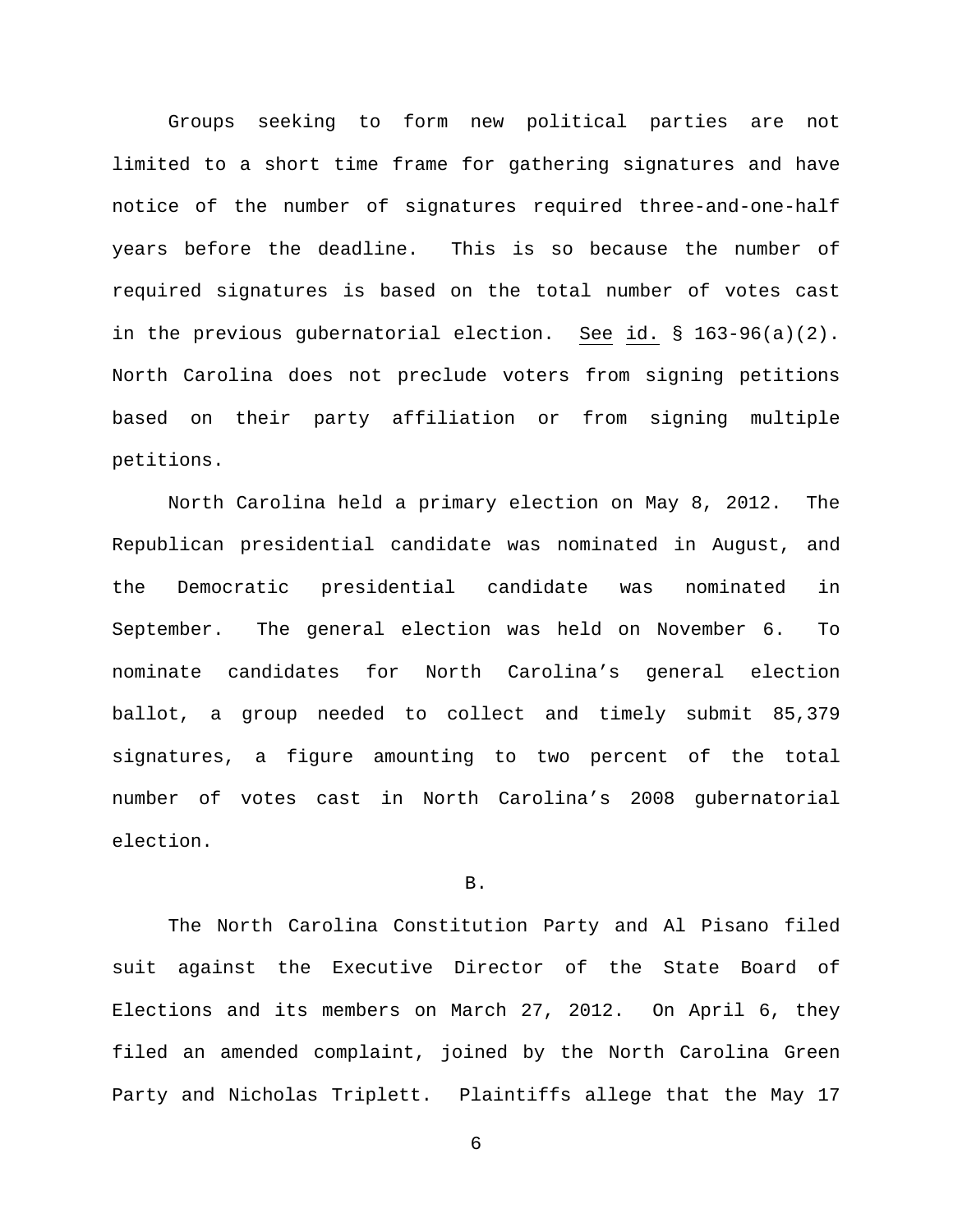Groups seeking to form new political parties are not limited to a short time frame for gathering signatures and have notice of the number of signatures required three-and-one-half years before the deadline. This is so because the number of required signatures is based on the total number of votes cast in the previous gubernatorial election. See id. § 163-96(a)(2). North Carolina does not preclude voters from signing petitions based on their party affiliation or from signing multiple petitions.

North Carolina held a primary election on May 8, 2012. The Republican presidential candidate was nominated in August, and the Democratic presidential candidate was nominated in September. The general election was held on November 6. To nominate candidates for North Carolina's general election ballot, a group needed to collect and timely submit 85,379 signatures, a figure amounting to two percent of the total number of votes cast in North Carolina's 2008 gubernatorial election.

B.

The North Carolina Constitution Party and Al Pisano filed suit against the Executive Director of the State Board of Elections and its members on March 27, 2012. On April 6, they filed an amended complaint, joined by the North Carolina Green Party and Nicholas Triplett. Plaintiffs allege that the May 17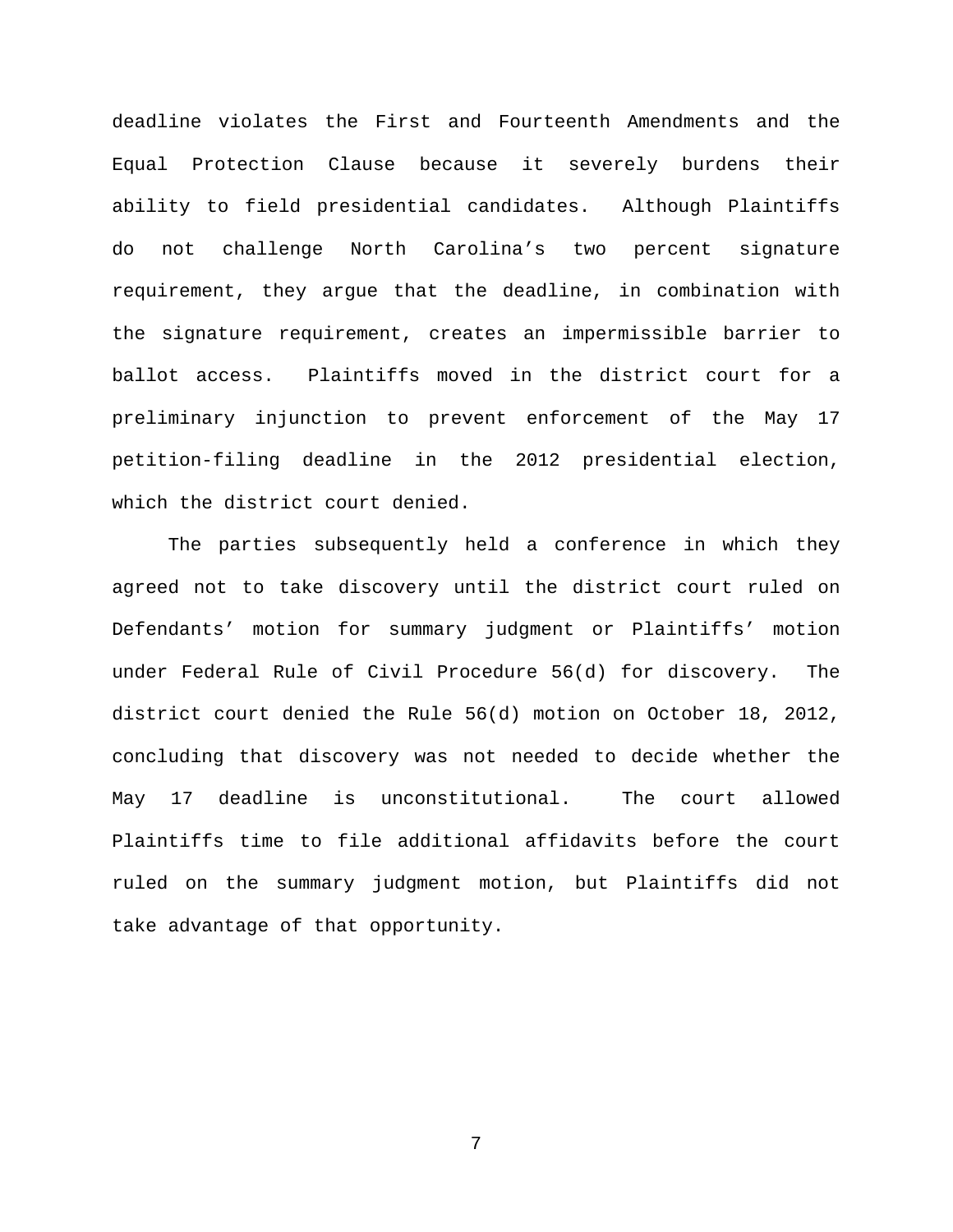deadline violates the First and Fourteenth Amendments and the Equal Protection Clause because it severely burdens their ability to field presidential candidates. Although Plaintiffs do not challenge North Carolina's two percent signature requirement, they argue that the deadline, in combination with the signature requirement, creates an impermissible barrier to ballot access. Plaintiffs moved in the district court for a preliminary injunction to prevent enforcement of the May 17 petition-filing deadline in the 2012 presidential election, which the district court denied.

The parties subsequently held a conference in which they agreed not to take discovery until the district court ruled on Defendants' motion for summary judgment or Plaintiffs' motion under Federal Rule of Civil Procedure 56(d) for discovery. The district court denied the Rule 56(d) motion on October 18, 2012, concluding that discovery was not needed to decide whether the May 17 deadline is unconstitutional. The court allowed Plaintiffs time to file additional affidavits before the court ruled on the summary judgment motion, but Plaintiffs did not take advantage of that opportunity.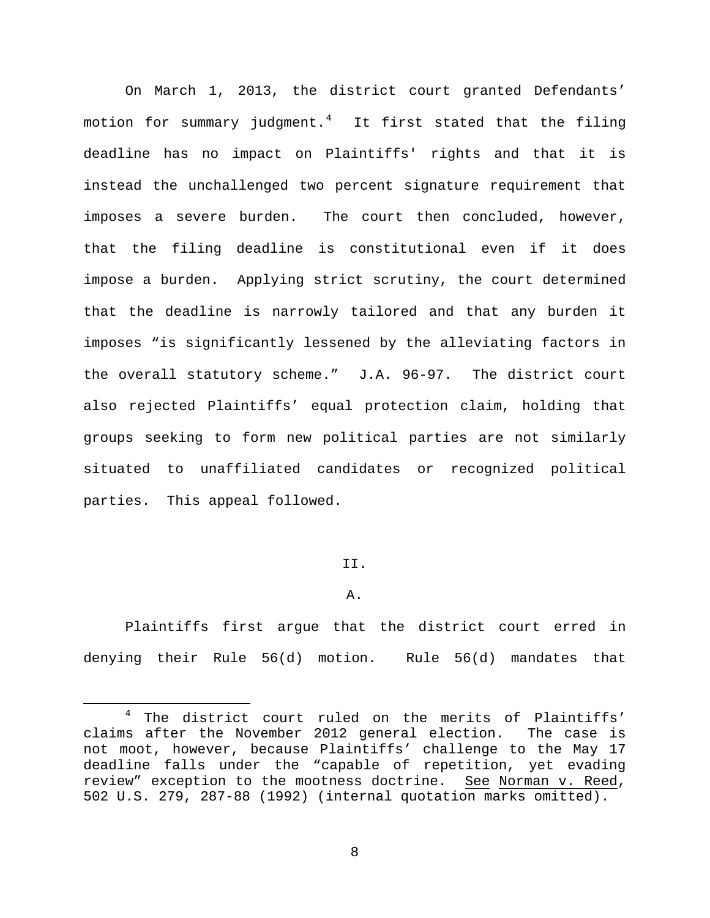On March 1, 2013, the district court granted Defendants' motion for summary judgment.[4] It first stated that the filing deadline has no impact on Plaintiffs' rights and that it is instead the unchallenged two percent signature requirement that imposes a severe burden. The court then concluded, however, that the filing deadline is constitutional even if it does impose a burden. Applying strict scrutiny, the court determined that the deadline is narrowly tailored and that any burden it imposes "is significantly lessened by the alleviating factors in the overall statutory scheme." J.A. 96-97. The district court also rejected Plaintiffs' equal protection claim, holding that groups seeking to form new political parties are not similarly situated to unaffiliated candidates or recognized political parties. This appeal followed.

## II.

### A.

Plaintiffs first argue that the district court erred in denying their Rule 56(d) motion. Rule 56(d) mandates that

---

[4] The district court ruled on the merits of Plaintiffs' claims after the November 2012 general election. The case is not moot, however, because Plaintiffs' challenge to the May 17 deadline falls under the "capable of repetition, yet evading review" exception to the mootness doctrine. See Norman v. Reed, 502 U.S. 279, 287-88 (1992) (internal quotation marks omitted).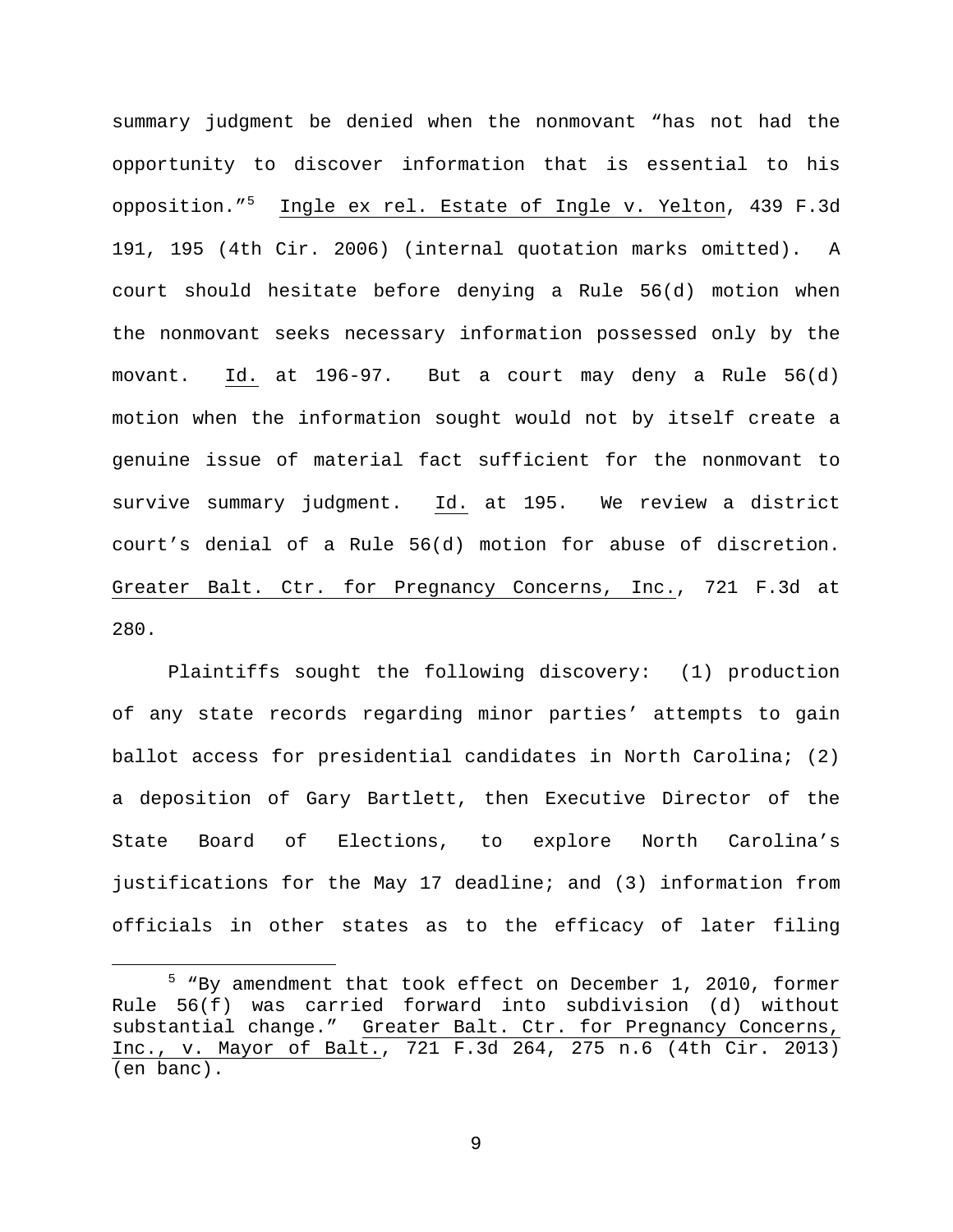summary judgment be denied when the nonmovant "has not had the opportunity to discover information that is essential to his opposition."[5] Ingle ex rel. Estate of Ingle v. Yelton, 439 F.3d 191, 195 (4th Cir. 2006) (internal quotation marks omitted). A court should hesitate before denying a Rule 56(d) motion when the nonmovant seeks necessary information possessed only by the movant. Id. at 196-97. But a court may deny a Rule 56(d) motion when the information sought would not by itself create a genuine issue of material fact sufficient for the nonmovant to survive summary judgment. Id. at 195. We review a district court's denial of a Rule 56(d) motion for abuse of discretion. Greater Balt. Ctr. for Pregnancy Concerns, Inc., 721 F.3d at 280.

Plaintiffs sought the following discovery: (1) production of any state records regarding minor parties' attempts to gain ballot access for presidential candidates in North Carolina; (2) a deposition of Gary Bartlett, then Executive Director of the State Board of Elections, to explore North Carolina's justifications for the May 17 deadline; and (3) information from officials in other states as to the efficacy of later filing

---

[5] "By amendment that took effect on December 1, 2010, former Rule 56(f) was carried forward into subdivision (d) without substantial change." Greater Balt. Ctr. for Pregnancy Concerns, Inc., v. Mayor of Balt., 721 F.3d 264, 275 n.6 (4th Cir. 2013) (en banc).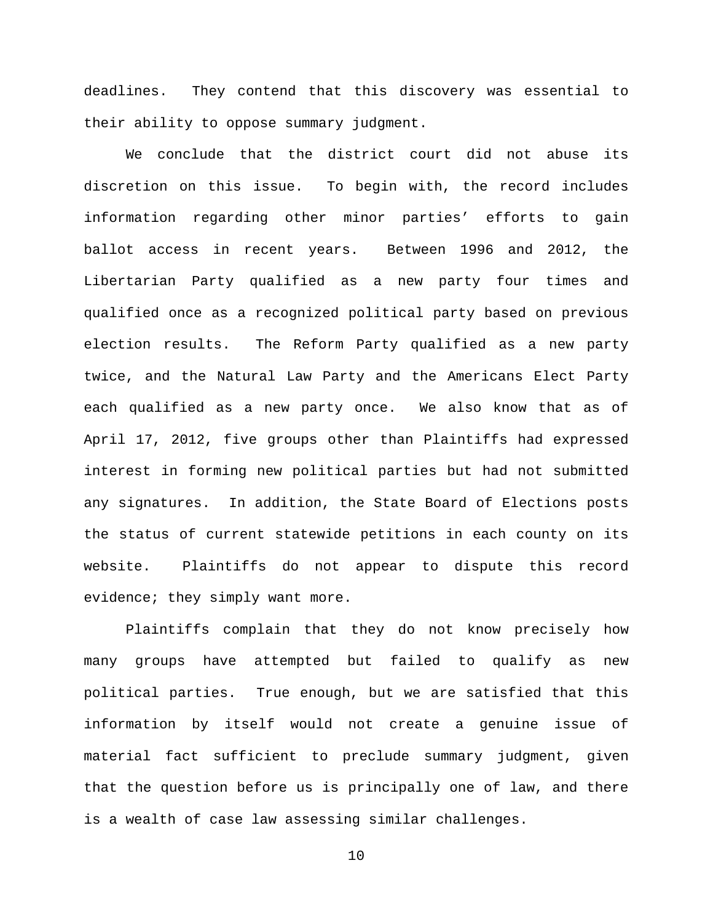deadlines. They contend that this discovery was essential to their ability to oppose summary judgment.

We conclude that the district court did not abuse its discretion on this issue. To begin with, the record includes information regarding other minor parties' efforts to gain ballot access in recent years. Between 1996 and 2012, the Libertarian Party qualified as a new party four times and qualified once as a recognized political party based on previous election results. The Reform Party qualified as a new party twice, and the Natural Law Party and the Americans Elect Party each qualified as a new party once. We also know that as of April 17, 2012, five groups other than Plaintiffs had expressed interest in forming new political parties but had not submitted any signatures. In addition, the State Board of Elections posts the status of current statewide petitions in each county on its website. Plaintiffs do not appear to dispute this record evidence; they simply want more.

Plaintiffs complain that they do not know precisely how many groups have attempted but failed to qualify as new political parties. True enough, but we are satisfied that this information by itself would not create a genuine issue of material fact sufficient to preclude summary judgment, given that the question before us is principally one of law, and there is a wealth of case law assessing similar challenges.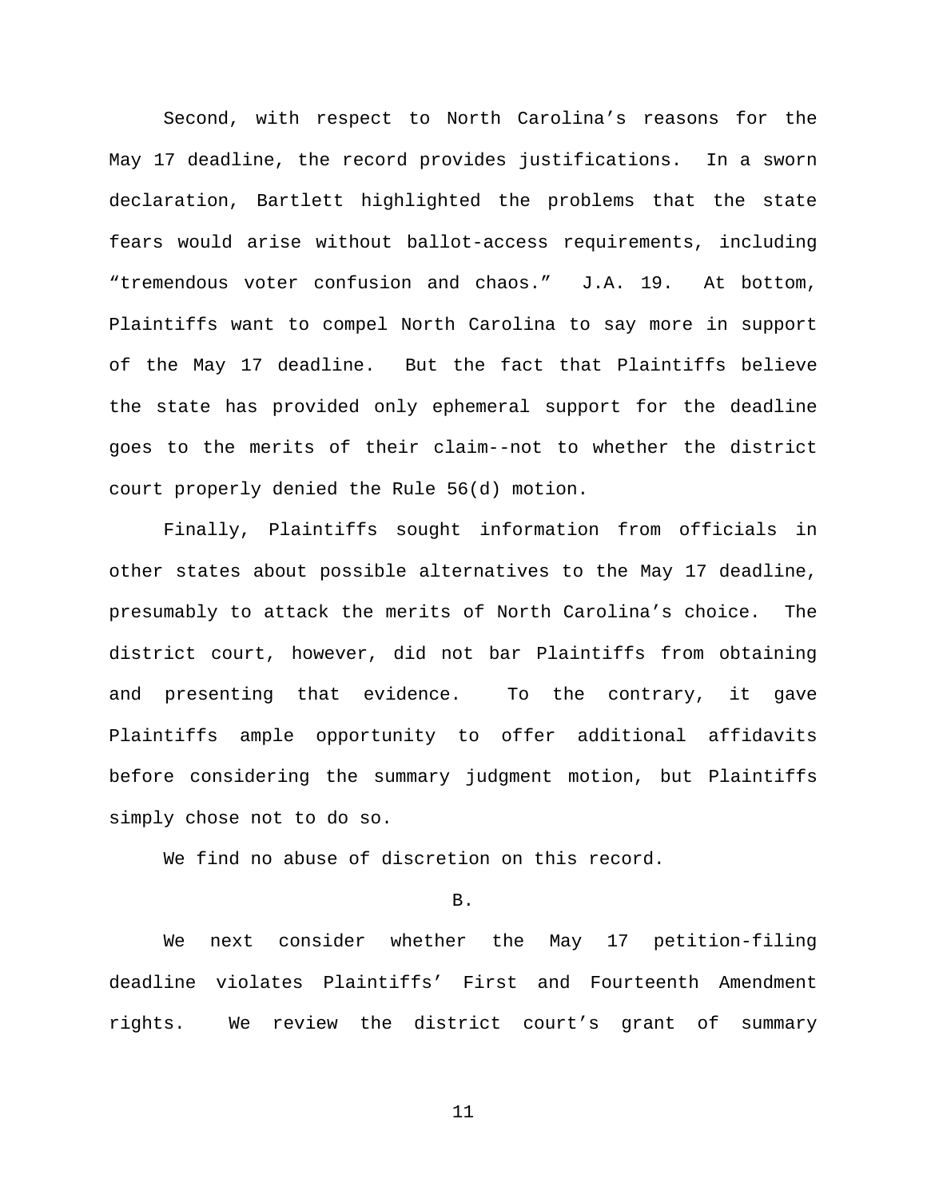Second, with respect to North Carolina's reasons for the May 17 deadline, the record provides justifications. In a sworn declaration, Bartlett highlighted the problems that the state fears would arise without ballot-access requirements, including "tremendous voter confusion and chaos." J.A. 19. At bottom, Plaintiffs want to compel North Carolina to say more in support of the May 17 deadline. But the fact that Plaintiffs believe the state has provided only ephemeral support for the deadline goes to the merits of their claim--not to whether the district court properly denied the Rule 56(d) motion.

Finally, Plaintiffs sought information from officials in other states about possible alternatives to the May 17 deadline, presumably to attack the merits of North Carolina's choice. The district court, however, did not bar Plaintiffs from obtaining and presenting that evidence. To the contrary, it gave Plaintiffs ample opportunity to offer additional affidavits before considering the summary judgment motion, but Plaintiffs simply chose not to do so.

We find no abuse of discretion on this record.

B.

We next consider whether the May 17 petition-filing deadline violates Plaintiffs' First and Fourteenth Amendment rights. We review the district court's grant of summary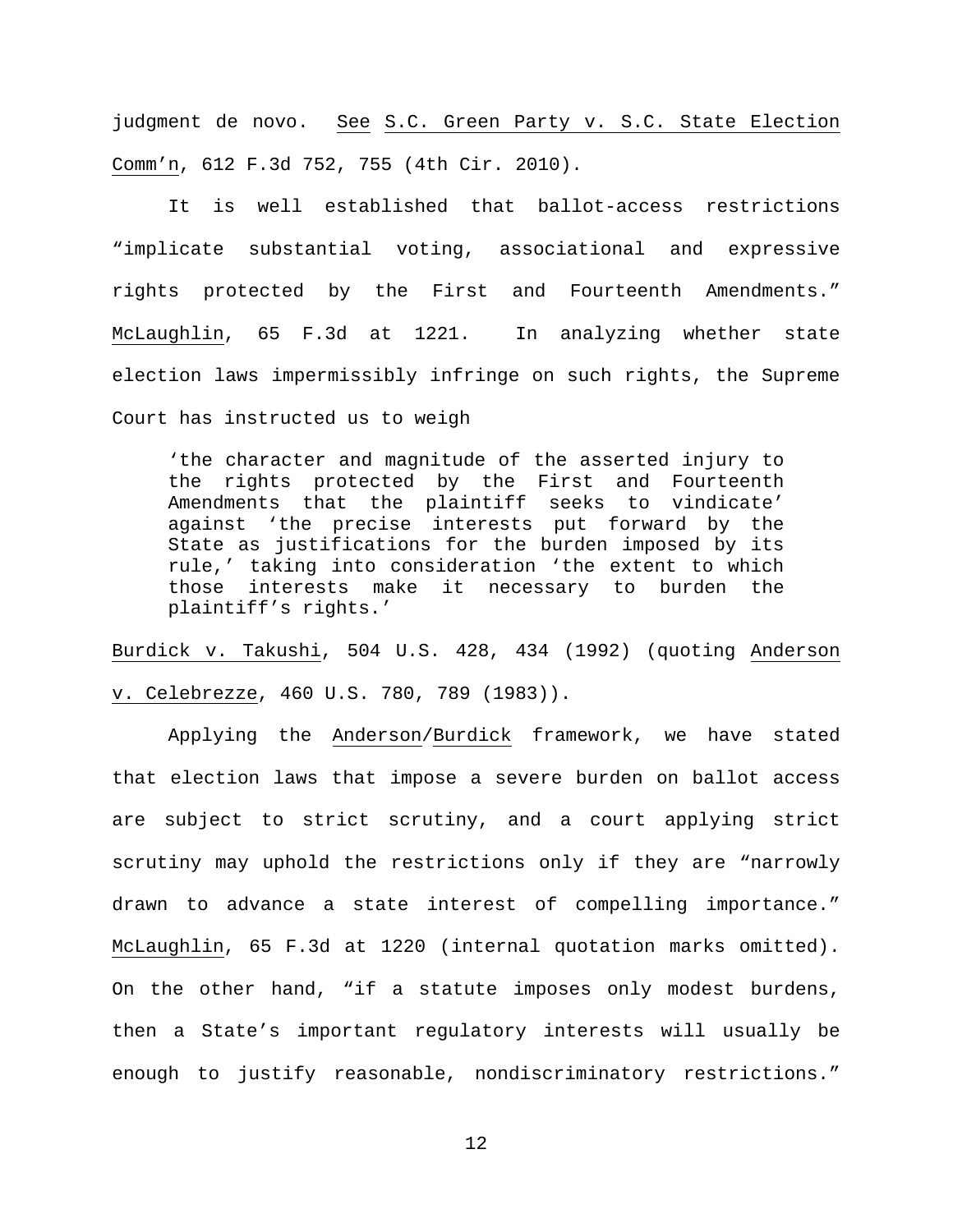judgment de novo. See S.C. Green Party v. S.C. State Election Comm'n, 612 F.3d 752, 755 (4th Cir. 2010).

It is well established that ballot-access restrictions "implicate substantial voting, associational and expressive rights protected by the First and Fourteenth Amendments." McLaughlin, 65 F.3d at 1221. In analyzing whether state election laws impermissibly infringe on such rights, the Supreme Court has instructed us to weigh

> 'the character and magnitude of the asserted injury to the rights protected by the First and Fourteenth Amendments that the plaintiff seeks to vindicate' against 'the precise interests put forward by the State as justifications for the burden imposed by its rule,' taking into consideration 'the extent to which those interests make it necessary to burden the plaintiff's rights.'

Burdick v. Takushi, 504 U.S. 428, 434 (1992) (quoting Anderson v. Celebrezze, 460 U.S. 780, 789 (1983)).

Applying the Anderson/Burdick framework, we have stated that election laws that impose a severe burden on ballot access are subject to strict scrutiny, and a court applying strict scrutiny may uphold the restrictions only if they are "narrowly drawn to advance a state interest of compelling importance." McLaughlin, 65 F.3d at 1220 (internal quotation marks omitted). On the other hand, "if a statute imposes only modest burdens, then a State's important regulatory interests will usually be enough to justify reasonable, nondiscriminatory restrictions."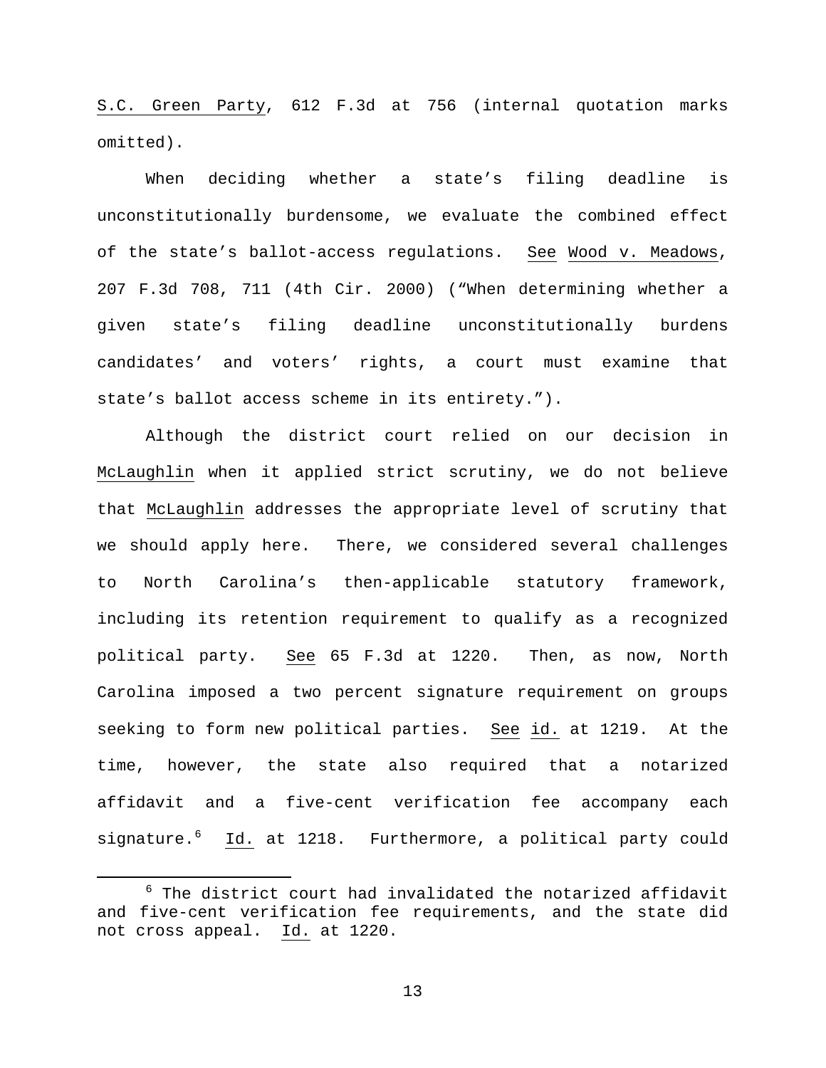S.C. Green Party, 612 F.3d at 756 (internal quotation marks omitted).

When deciding whether a state's filing deadline is unconstitutionally burdensome, we evaluate the combined effect of the state's ballot-access regulations. See Wood v. Meadows, 207 F.3d 708, 711 (4th Cir. 2000) ("When determining whether a given state's filing deadline unconstitutionally burdens candidates' and voters' rights, a court must examine that state's ballot access scheme in its entirety.").

Although the district court relied on our decision in McLaughlin when it applied strict scrutiny, we do not believe that McLaughlin addresses the appropriate level of scrutiny that we should apply here. There, we considered several challenges to North Carolina's then-applicable statutory framework, including its retention requirement to qualify as a recognized political party. See 65 F.3d at 1220. Then, as now, North Carolina imposed a two percent signature requirement on groups seeking to form new political parties. See id. at 1219. At the time, however, the state also required that a notarized affidavit and a five-cent verification fee accompany each signature.[6] Id. at 1218. Furthermore, a political party could

[6] The district court had invalidated the notarized affidavit and five-cent verification fee requirements, and the state did not cross appeal. Id. at 1220.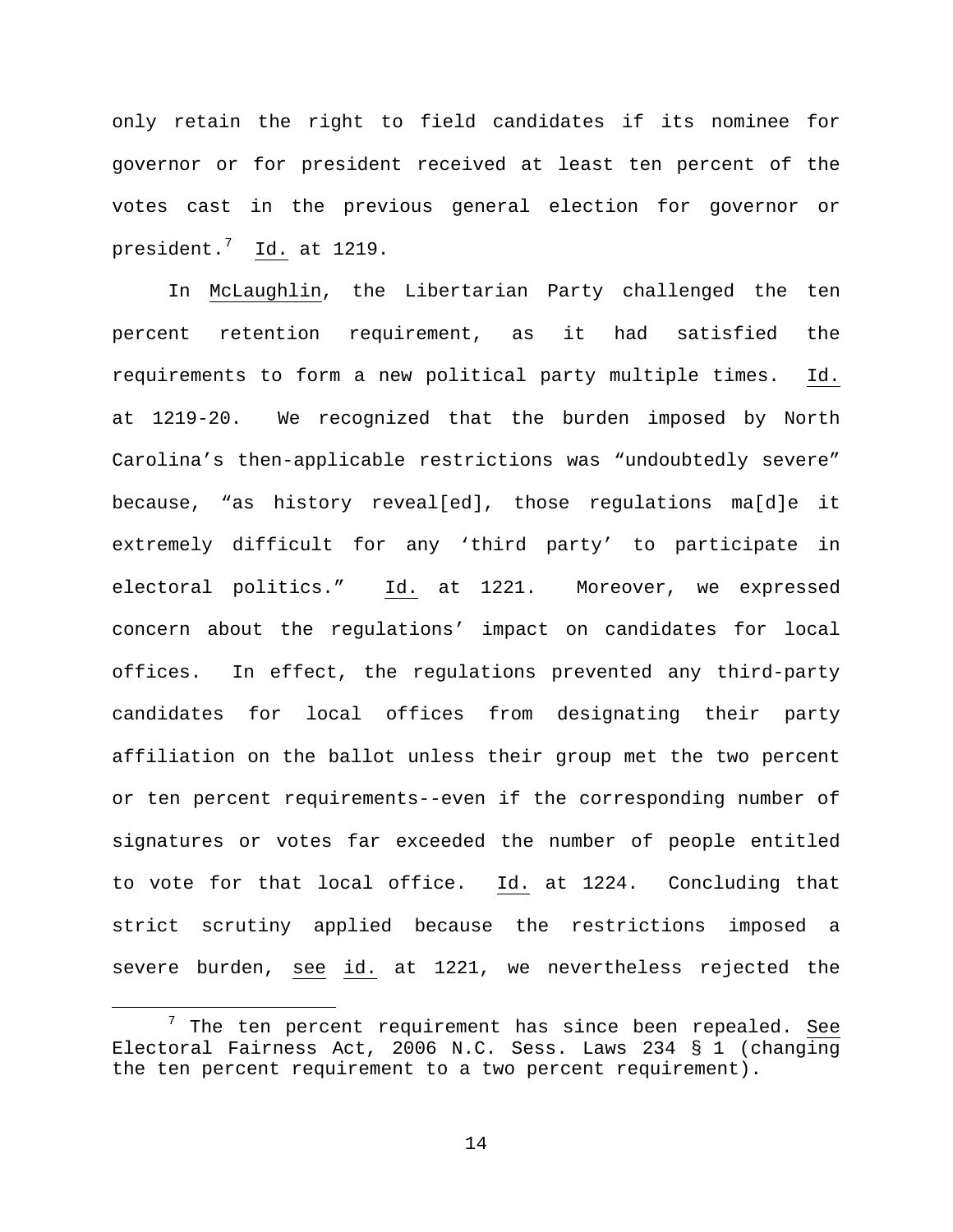only retain the right to field candidates if its nominee for governor or for president received at least ten percent of the votes cast in the previous general election for governor or president.[7] Id. at 1219.

In McLaughlin, the Libertarian Party challenged the ten percent retention requirement, as it had satisfied the requirements to form a new political party multiple times. Id. at 1219-20. We recognized that the burden imposed by North Carolina's then-applicable restrictions was "undoubtedly severe" because, "as history reveal[ed], those regulations ma[d]e it extremely difficult for any 'third party' to participate in electoral politics." Id. at 1221. Moreover, we expressed concern about the regulations' impact on candidates for local offices. In effect, the regulations prevented any third-party candidates for local offices from designating their party affiliation on the ballot unless their group met the two percent or ten percent requirements--even if the corresponding number of signatures or votes far exceeded the number of people entitled to vote for that local office. Id. at 1224. Concluding that strict scrutiny applied because the restrictions imposed a severe burden, see id. at 1221, we nevertheless rejected the

[7] The ten percent requirement has since been repealed. See Electoral Fairness Act, 2006 N.C. Sess. Laws 234 § 1 (changing the ten percent requirement to a two percent requirement).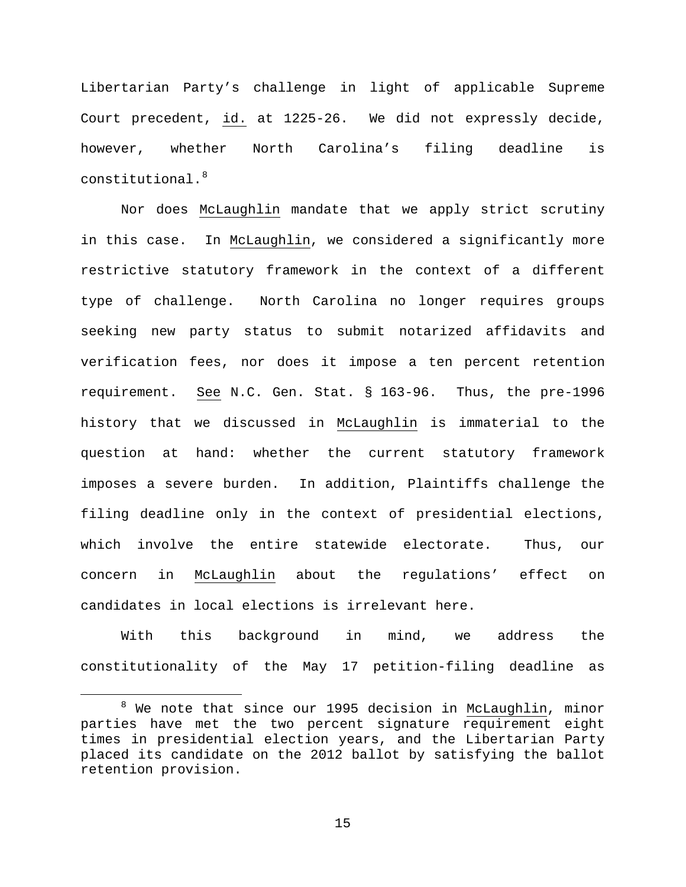Libertarian Party's challenge in light of applicable Supreme Court precedent, id. at 1225-26. We did not expressly decide, however, whether North Carolina's filing deadline is constitutional.[8]

Nor does McLaughlin mandate that we apply strict scrutiny in this case. In McLaughlin, we considered a significantly more restrictive statutory framework in the context of a different type of challenge. North Carolina no longer requires groups seeking new party status to submit notarized affidavits and verification fees, nor does it impose a ten percent retention requirement. See N.C. Gen. Stat. § 163-96. Thus, the pre-1996 history that we discussed in McLaughlin is immaterial to the question at hand: whether the current statutory framework imposes a severe burden. In addition, Plaintiffs challenge the filing deadline only in the context of presidential elections, which involve the entire statewide electorate. Thus, our concern in McLaughlin about the regulations' effect on candidates in local elections is irrelevant here.

With this background in mind, we address the constitutionality of the May 17 petition-filing deadline as

[8] We note that since our 1995 decision in McLaughlin, minor parties have met the two percent signature requirement eight times in presidential election years, and the Libertarian Party placed its candidate on the 2012 ballot by satisfying the ballot retention provision.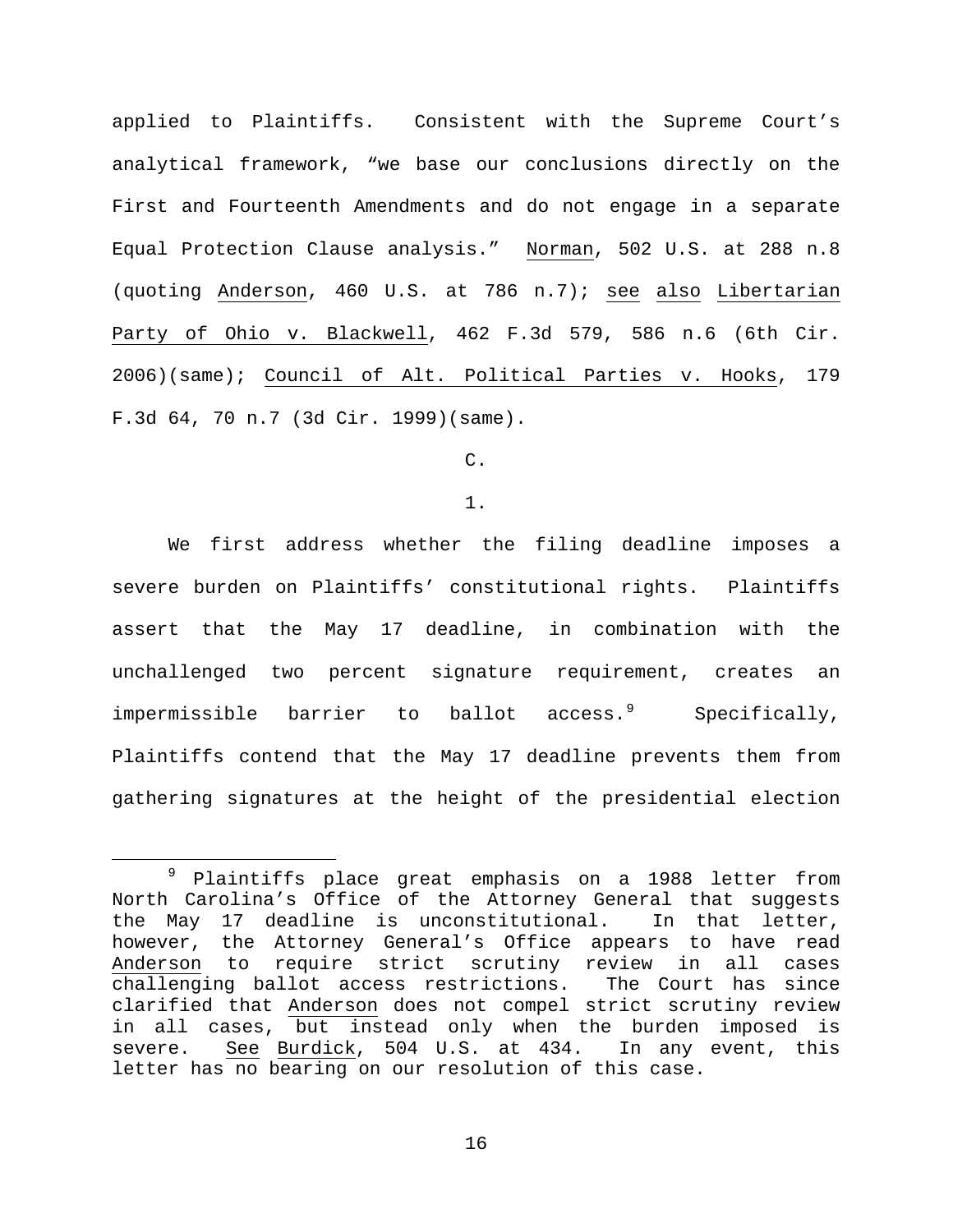applied to Plaintiffs. Consistent with the Supreme Court's analytical framework, "we base our conclusions directly on the First and Fourteenth Amendments and do not engage in a separate Equal Protection Clause analysis." Norman, 502 U.S. at 288 n.8 (quoting Anderson, 460 U.S. at 786 n.7); see also Libertarian Party of Ohio v. Blackwell, 462 F.3d 579, 586 n.6 (6th Cir. 2006)(same); Council of Alt. Political Parties v. Hooks, 179 F.3d 64, 70 n.7 (3d Cir. 1999)(same).

C.

1.

We first address whether the filing deadline imposes a severe burden on Plaintiffs' constitutional rights. Plaintiffs assert that the May 17 deadline, in combination with the unchallenged two percent signature requirement, creates an impermissible barrier to ballot access.[9] Specifically, Plaintiffs contend that the May 17 deadline prevents them from gathering signatures at the height of the presidential election

[9] Plaintiffs place great emphasis on a 1988 letter from North Carolina's Office of the Attorney General that suggests the May 17 deadline is unconstitutional. In that letter, however, the Attorney General's Office appears to have read Anderson to require strict scrutiny review in all cases challenging ballot access restrictions. The Court has since clarified that Anderson does not compel strict scrutiny review in all cases, but instead only when the burden imposed is severe. See Burdick, 504 U.S. at 434. In any event, this letter has no bearing on our resolution of this case.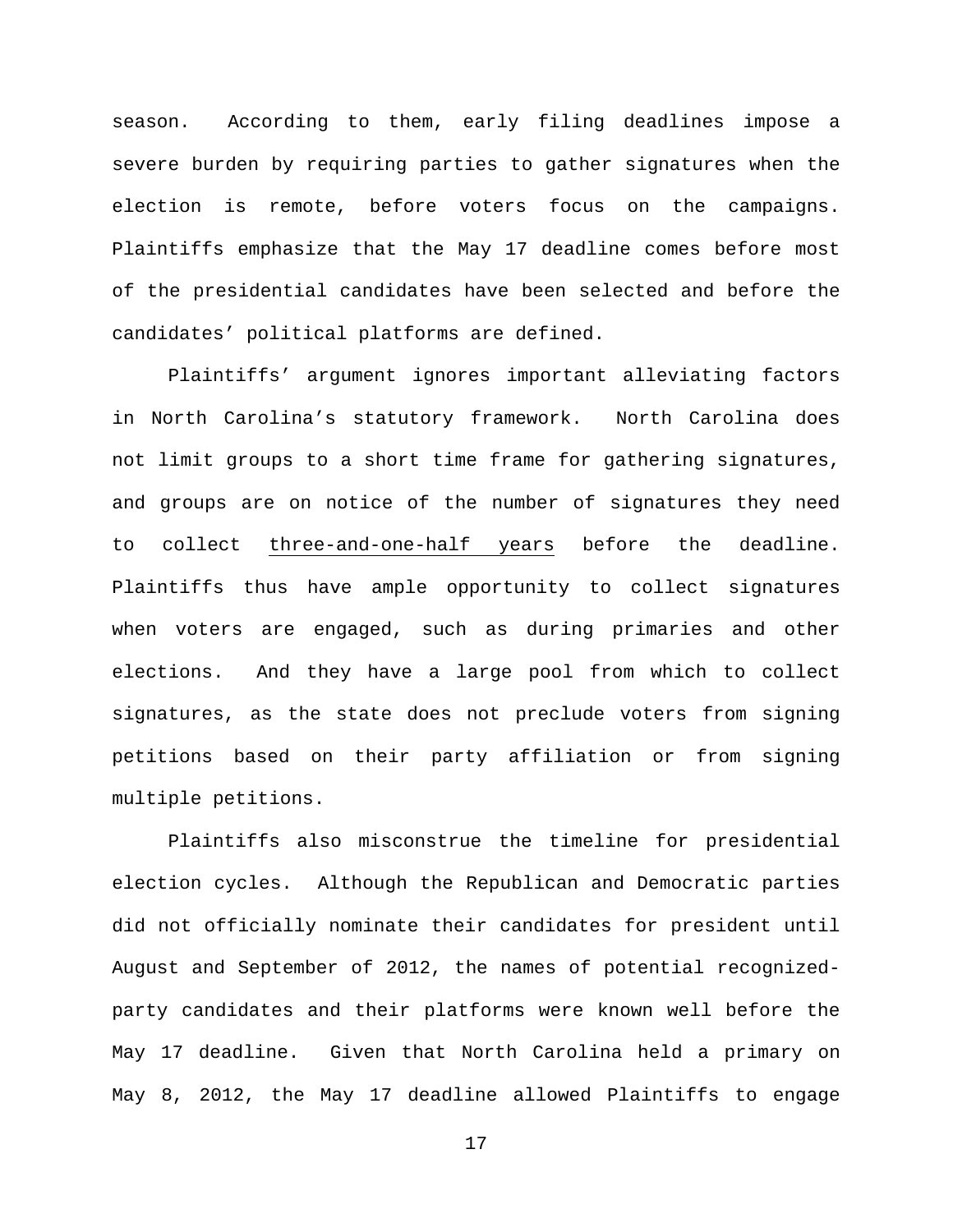season. According to them, early filing deadlines impose a severe burden by requiring parties to gather signatures when the election is remote, before voters focus on the campaigns. Plaintiffs emphasize that the May 17 deadline comes before most of the presidential candidates have been selected and before the candidates' political platforms are defined.

Plaintiffs' argument ignores important alleviating factors in North Carolina's statutory framework. North Carolina does not limit groups to a short time frame for gathering signatures, and groups are on notice of the number of signatures they need to collect <u>three-and-one-half years</u> before the deadline. Plaintiffs thus have ample opportunity to collect signatures when voters are engaged, such as during primaries and other elections. And they have a large pool from which to collect signatures, as the state does not preclude voters from signing petitions based on their party affiliation or from signing multiple petitions.

Plaintiffs also misconstrue the timeline for presidential election cycles. Although the Republican and Democratic parties did not officially nominate their candidates for president until August and September of 2012, the names of potential recognized-party candidates and their platforms were known well before the May 17 deadline. Given that North Carolina held a primary on May 8, 2012, the May 17 deadline allowed Plaintiffs to engage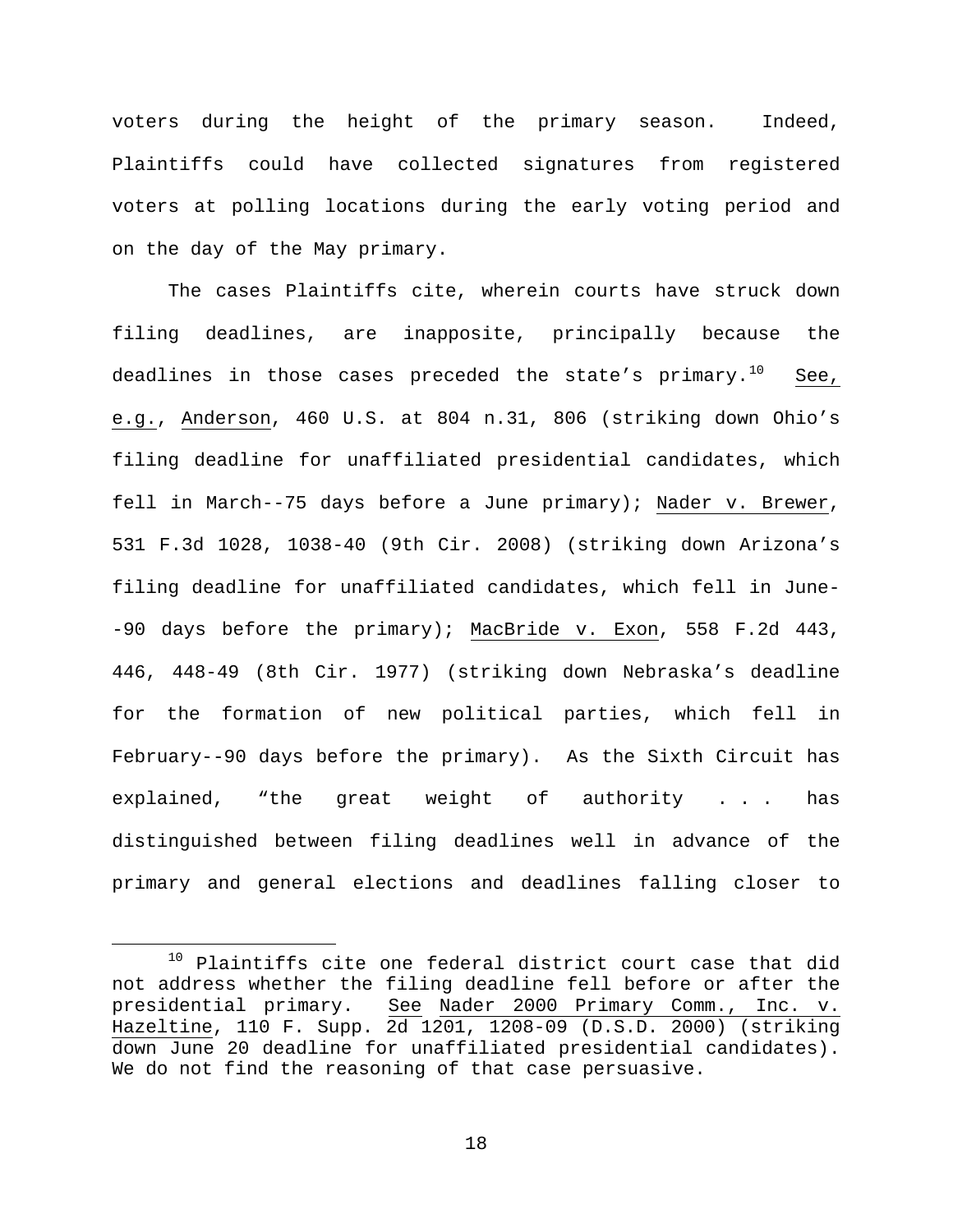voters during the height of the primary season. Indeed, Plaintiffs could have collected signatures from registered voters at polling locations during the early voting period and on the day of the May primary.

The cases Plaintiffs cite, wherein courts have struck down filing deadlines, are inapposite, principally because the deadlines in those cases preceded the state's primary.[10] See, e.g., Anderson, 460 U.S. at 804 n.31, 806 (striking down Ohio's filing deadline for unaffiliated presidential candidates, which fell in March--75 days before a June primary); Nader v. Brewer, 531 F.3d 1028, 1038-40 (9th Cir. 2008) (striking down Arizona's filing deadline for unaffiliated candidates, which fell in June--90 days before the primary); MacBride v. Exon, 558 F.2d 443, 446, 448-49 (8th Cir. 1977) (striking down Nebraska's deadline for the formation of new political parties, which fell in February--90 days before the primary). As the Sixth Circuit has explained, "the great weight of authority . . . has distinguished between filing deadlines well in advance of the primary and general elections and deadlines falling closer to

[10] Plaintiffs cite one federal district court case that did not address whether the filing deadline fell before or after the presidential primary. See Nader 2000 Primary Comm., Inc. v. Hazeltine, 110 F. Supp. 2d 1201, 1208-09 (D.S.D. 2000) (striking down June 20 deadline for unaffiliated presidential candidates). We do not find the reasoning of that case persuasive.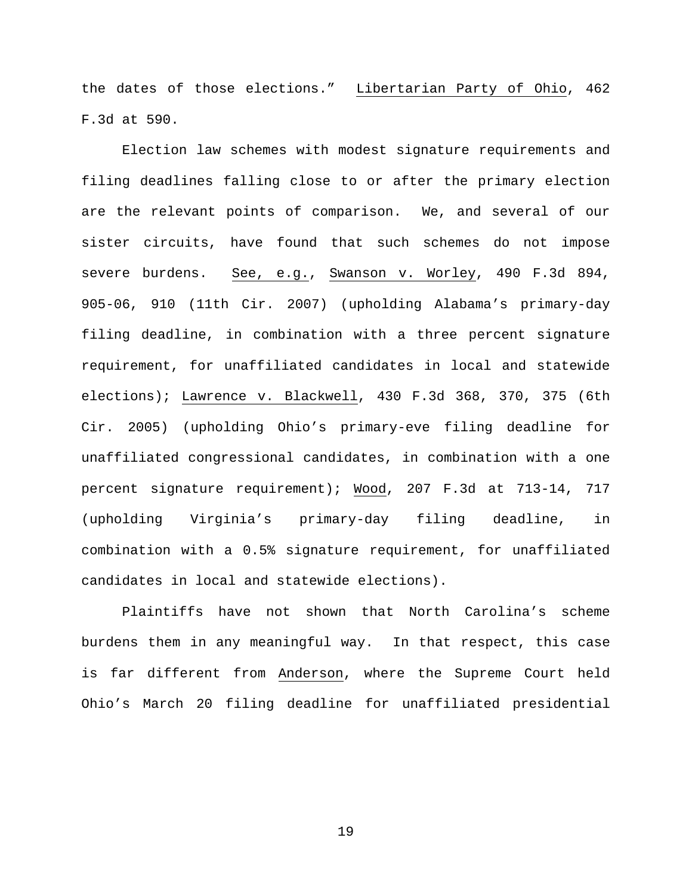the dates of those elections." Libertarian Party of Ohio, 462 F.3d at 590.

Election law schemes with modest signature requirements and filing deadlines falling close to or after the primary election are the relevant points of comparison. We, and several of our sister circuits, have found that such schemes do not impose severe burdens. See, e.g., Swanson v. Worley, 490 F.3d 894, 905-06, 910 (11th Cir. 2007) (upholding Alabama's primary-day filing deadline, in combination with a three percent signature requirement, for unaffiliated candidates in local and statewide elections); Lawrence v. Blackwell, 430 F.3d 368, 370, 375 (6th Cir. 2005) (upholding Ohio's primary-eve filing deadline for unaffiliated congressional candidates, in combination with a one percent signature requirement); Wood, 207 F.3d at 713-14, 717 (upholding Virginia's primary-day filing deadline, in combination with a 0.5% signature requirement, for unaffiliated candidates in local and statewide elections).

Plaintiffs have not shown that North Carolina's scheme burdens them in any meaningful way. In that respect, this case is far different from Anderson, where the Supreme Court held Ohio's March 20 filing deadline for unaffiliated presidential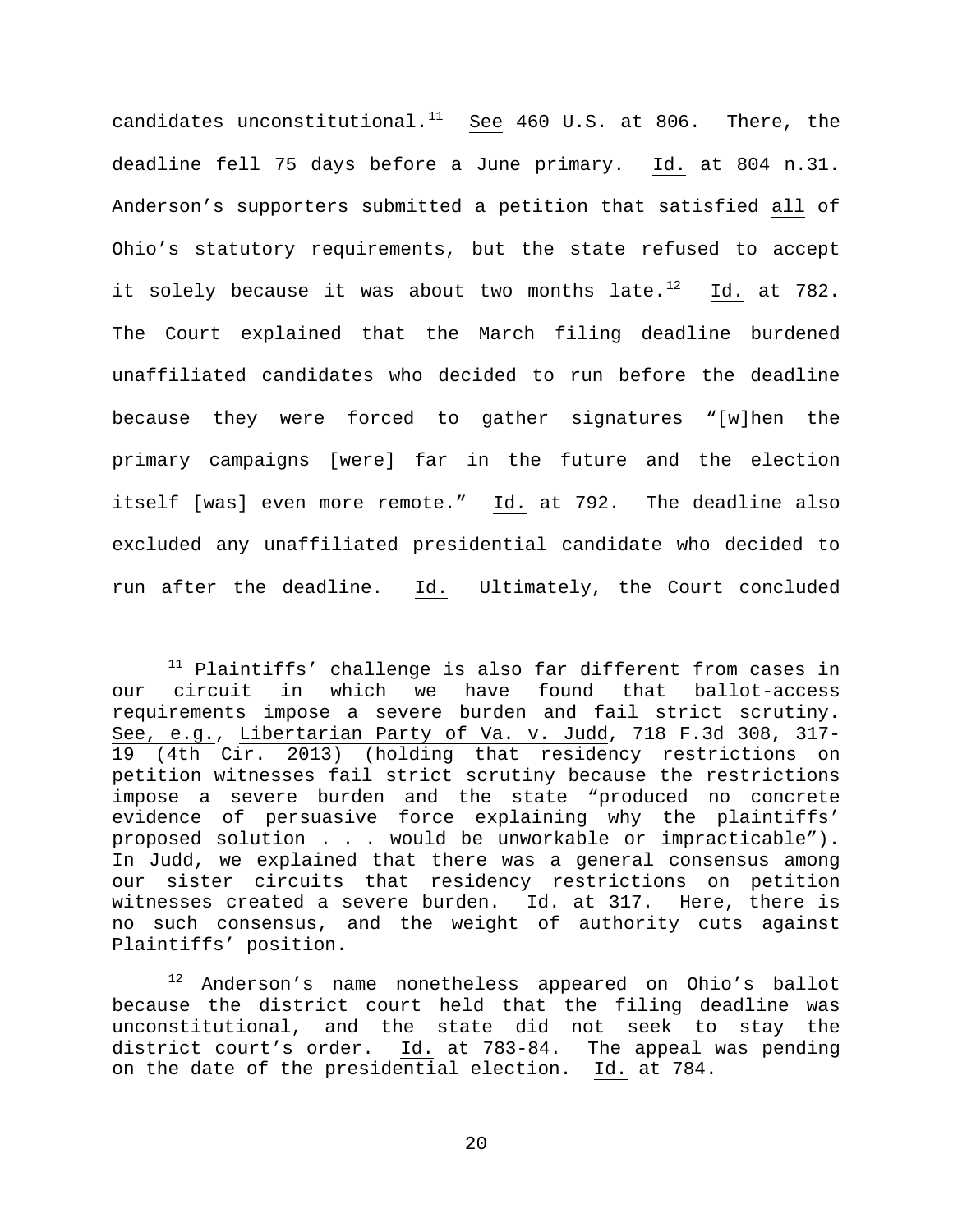candidates unconstitutional.[11] See 460 U.S. at 806. There, the deadline fell 75 days before a June primary. Id. at 804 n.31. Anderson's supporters submitted a petition that satisfied all of Ohio's statutory requirements, but the state refused to accept it solely because it was about two months late.[12] Id. at 782. The Court explained that the March filing deadline burdened unaffiliated candidates who decided to run before the deadline because they were forced to gather signatures "[w]hen the primary campaigns [were] far in the future and the election itself [was] even more remote." Id. at 792. The deadline also excluded any unaffiliated presidential candidate who decided to run after the deadline. Id. Ultimately, the Court concluded

---

[11] Plaintiffs' challenge is also far different from cases in our circuit in which we have found that ballot-access requirements impose a severe burden and fail strict scrutiny. See, e.g., Libertarian Party of Va. v. Judd, 718 F.3d 308, 317-19 (4th Cir. 2013) (holding that residency restrictions on petition witnesses fail strict scrutiny because the restrictions impose a severe burden and the state "produced no concrete evidence of persuasive force explaining why the plaintiffs' proposed solution . . . would be unworkable or impracticable"). In Judd, we explained that there was a general consensus among our sister circuits that residency restrictions on petition witnesses created a severe burden. Id. at 317. Here, there is no such consensus, and the weight of authority cuts against Plaintiffs' position.

[12] Anderson's name nonetheless appeared on Ohio's ballot because the district court held that the filing deadline was unconstitutional, and the state did not seek to stay the district court's order. Id. at 783-84. The appeal was pending on the date of the presidential election. Id. at 784.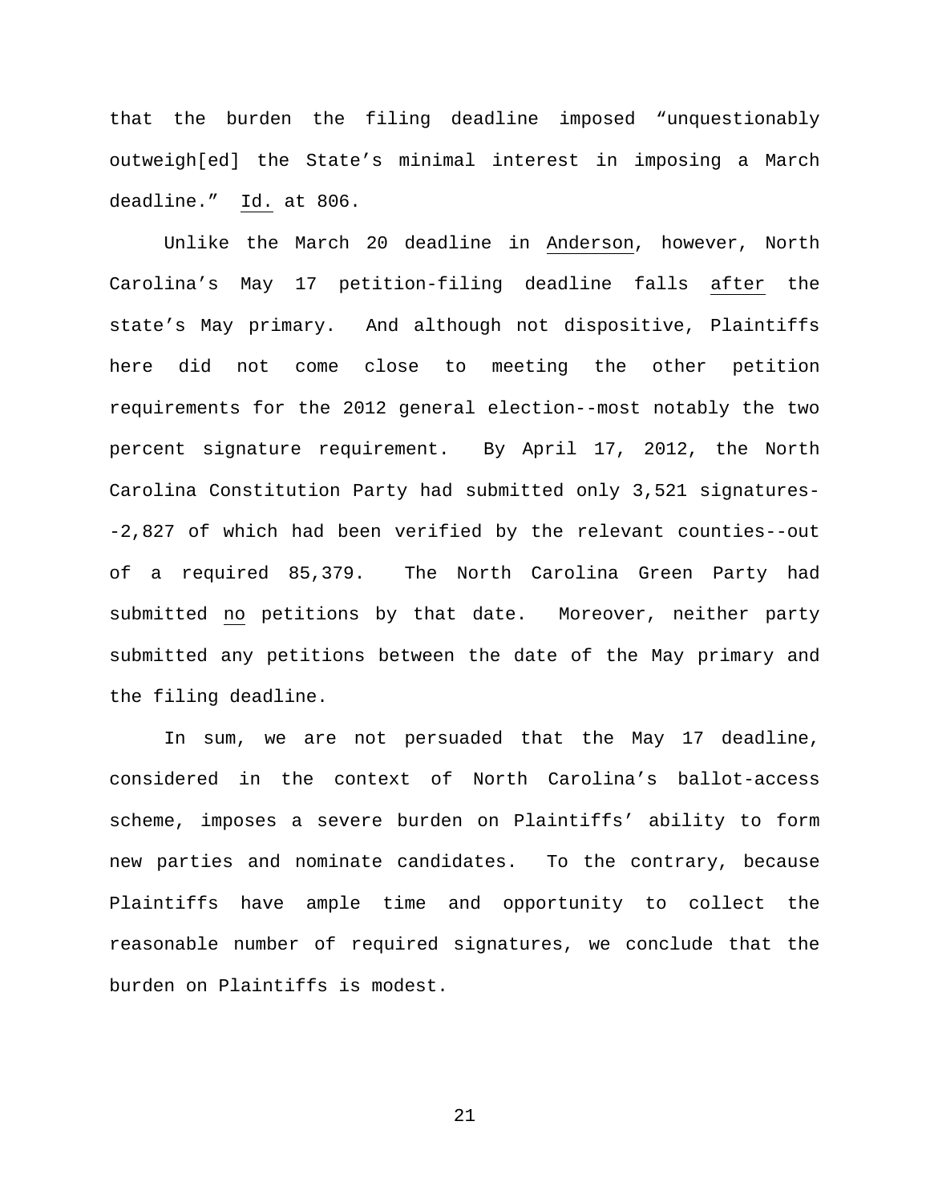that the burden the filing deadline imposed "unquestionably outweigh[ed] the State's minimal interest in imposing a March deadline." Id. at 806.

Unlike the March 20 deadline in Anderson, however, North Carolina's May 17 petition-filing deadline falls after the state's May primary. And although not dispositive, Plaintiffs here did not come close to meeting the other petition requirements for the 2012 general election--most notably the two percent signature requirement. By April 17, 2012, the North Carolina Constitution Party had submitted only 3,521 signatures--2,827 of which had been verified by the relevant counties--out of a required 85,379. The North Carolina Green Party had submitted no petitions by that date. Moreover, neither party submitted any petitions between the date of the May primary and the filing deadline.

In sum, we are not persuaded that the May 17 deadline, considered in the context of North Carolina's ballot-access scheme, imposes a severe burden on Plaintiffs' ability to form new parties and nominate candidates. To the contrary, because Plaintiffs have ample time and opportunity to collect the reasonable number of required signatures, we conclude that the burden on Plaintiffs is modest.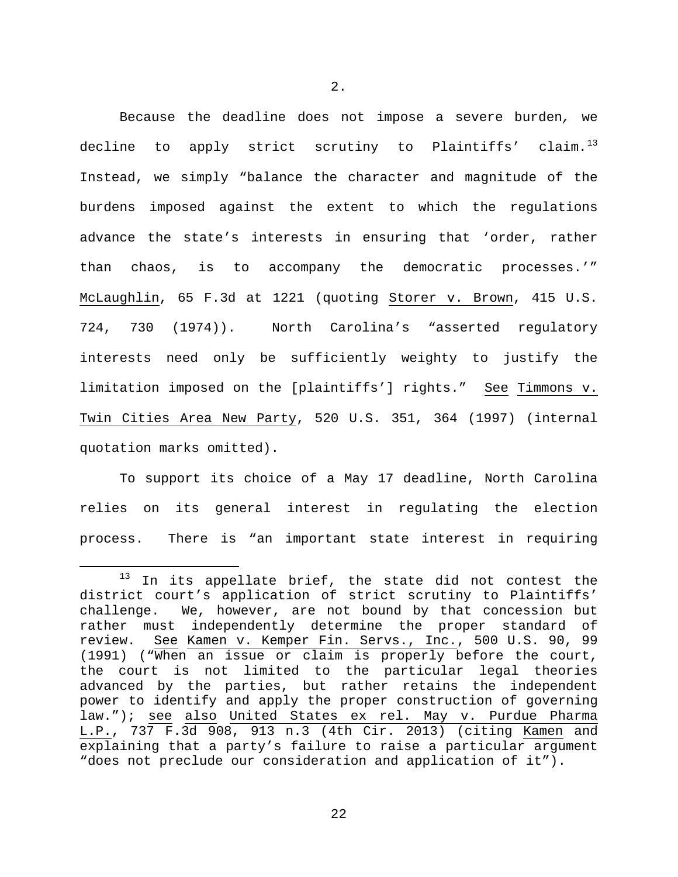2.

Because the deadline does not impose a severe burden, we decline to apply strict scrutiny to Plaintiffs' claim.[13] Instead, we simply "balance the character and magnitude of the burdens imposed against the extent to which the regulations advance the state's interests in ensuring that 'order, rather than chaos, is to accompany the democratic processes.'" McLaughlin, 65 F.3d at 1221 (quoting Storer v. Brown, 415 U.S. 724, 730 (1974)). North Carolina's "asserted regulatory interests need only be sufficiently weighty to justify the limitation imposed on the [plaintiffs'] rights." See Timmons v. Twin Cities Area New Party, 520 U.S. 351, 364 (1997) (internal quotation marks omitted).

To support its choice of a May 17 deadline, North Carolina relies on its general interest in regulating the election process. There is "an important state interest in requiring

[13] In its appellate brief, the state did not contest the district court's application of strict scrutiny to Plaintiffs' challenge. We, however, are not bound by that concession but rather must independently determine the proper standard of review. See Kamen v. Kemper Fin. Servs., Inc., 500 U.S. 90, 99 (1991) ("When an issue or claim is properly before the court, the court is not limited to the particular legal theories advanced by the parties, but rather retains the independent power to identify and apply the proper construction of governing law."); see also United States ex rel. May v. Purdue Pharma L.P., 737 F.3d 908, 913 n.3 (4th Cir. 2013) (citing Kamen and explaining that a party's failure to raise a particular argument "does not preclude our consideration and application of it").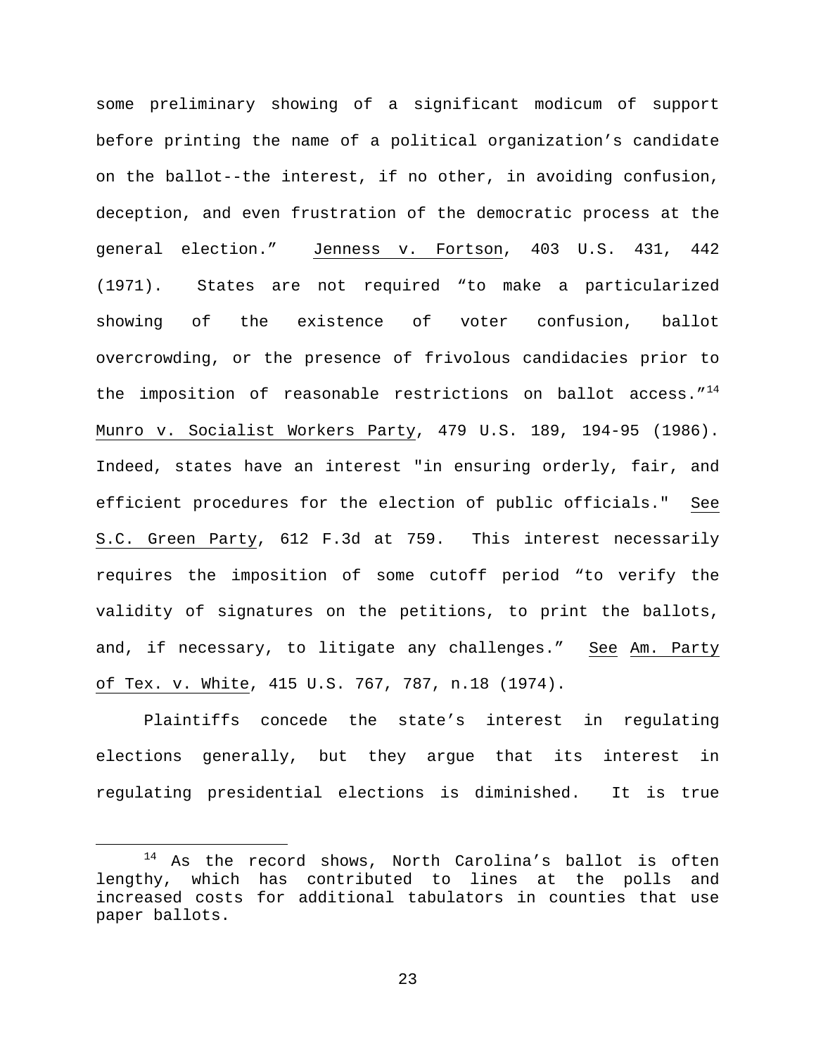some preliminary showing of a significant modicum of support before printing the name of a political organization's candidate on the ballot--the interest, if no other, in avoiding confusion, deception, and even frustration of the democratic process at the general election." Jenness v. Fortson, 403 U.S. 431, 442 (1971). States are not required "to make a particularized showing of the existence of voter confusion, ballot overcrowding, or the presence of frivolous candidacies prior to the imposition of reasonable restrictions on ballot access."[14] Munro v. Socialist Workers Party, 479 U.S. 189, 194-95 (1986). Indeed, states have an interest "in ensuring orderly, fair, and efficient procedures for the election of public officials." See S.C. Green Party, 612 F.3d at 759. This interest necessarily requires the imposition of some cutoff period "to verify the validity of signatures on the petitions, to print the ballots, and, if necessary, to litigate any challenges." See Am. Party of Tex. v. White, 415 U.S. 767, 787, n.18 (1974).

Plaintiffs concede the state's interest in regulating elections generally, but they argue that its interest in regulating presidential elections is diminished. It is true

[14] As the record shows, North Carolina's ballot is often lengthy, which has contributed to lines at the polls and increased costs for additional tabulators in counties that use paper ballots.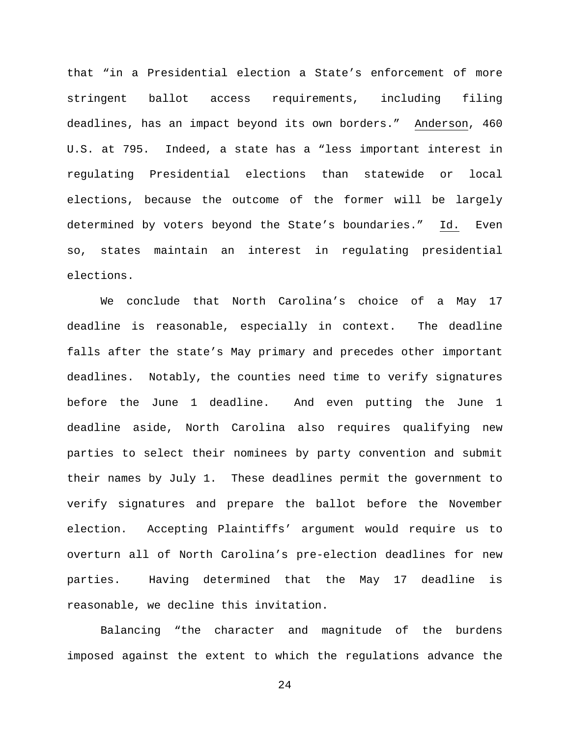that "in a Presidential election a State's enforcement of more stringent ballot access requirements, including filing deadlines, has an impact beyond its own borders." Anderson, 460 U.S. at 795. Indeed, a state has a "less important interest in regulating Presidential elections than statewide or local elections, because the outcome of the former will be largely determined by voters beyond the State's boundaries." Id. Even so, states maintain an interest in regulating presidential elections.

We conclude that North Carolina's choice of a May 17 deadline is reasonable, especially in context. The deadline falls after the state's May primary and precedes other important deadlines. Notably, the counties need time to verify signatures before the June 1 deadline. And even putting the June 1 deadline aside, North Carolina also requires qualifying new parties to select their nominees by party convention and submit their names by July 1. These deadlines permit the government to verify signatures and prepare the ballot before the November election. Accepting Plaintiffs' argument would require us to overturn all of North Carolina's pre-election deadlines for new parties. Having determined that the May 17 deadline is reasonable, we decline this invitation.

Balancing "the character and magnitude of the burdens imposed against the extent to which the regulations advance the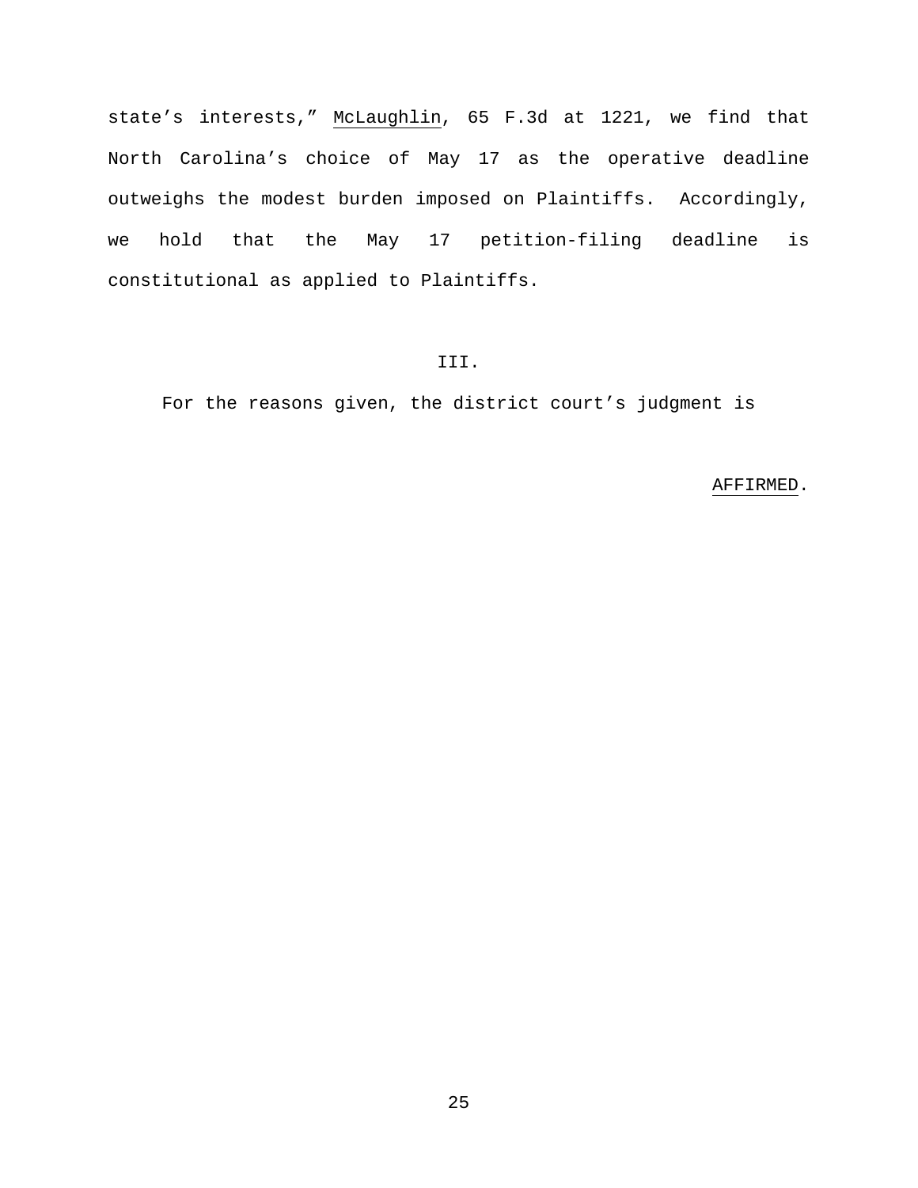state's interests," McLaughlin, 65 F.3d at 1221, we find that North Carolina's choice of May 17 as the operative deadline outweighs the modest burden imposed on Plaintiffs. Accordingly, we hold that the May 17 petition-filing deadline is constitutional as applied to Plaintiffs.

## III.

For the reasons given, the district court's judgment is

AFFIRMED.